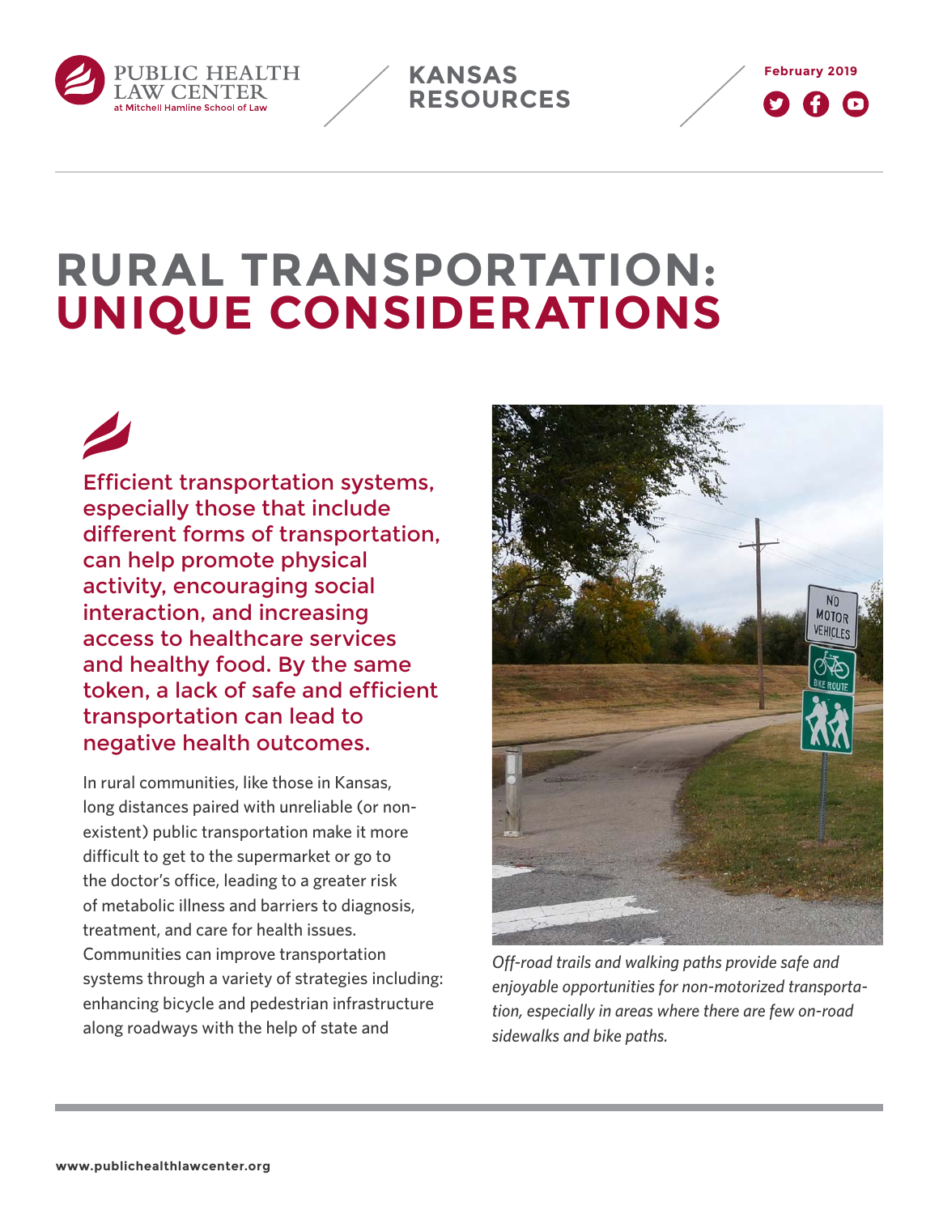PUBLIC HEALTH LAW CENTER at Mitchell Hamline School of Law

**KANSAS RESOURCES**

February 2019

# RURAL TRANSPORTATION: UNIQUE CONSIDERATIONS

Efficient transportation systems, especially those that include different forms of transportation, can help promote physical activity, encouraging social interaction, and increasing access to healthcare services and healthy food. By the same token, a lack of safe and efficient transportation can lead to negative health outcomes.

In rural communities, like those in Kansas, long distances paired with unreliable (or non-existent) public transportation make it more difficult to get to the supermarket or go to the doctor's office, leading to a greater risk of metabolic illness and barriers to diagnosis, treatment, and care for health issues. Communities can improve transportation systems through a variety of strategies including: enhancing bicycle and pedestrian infrastructure along roadways with the help of state and

*Off-road trails and walking paths provide safe and enjoyable opportunities for non-motorized transportation, especially in areas where there are few on-road sidewalks and bike paths.*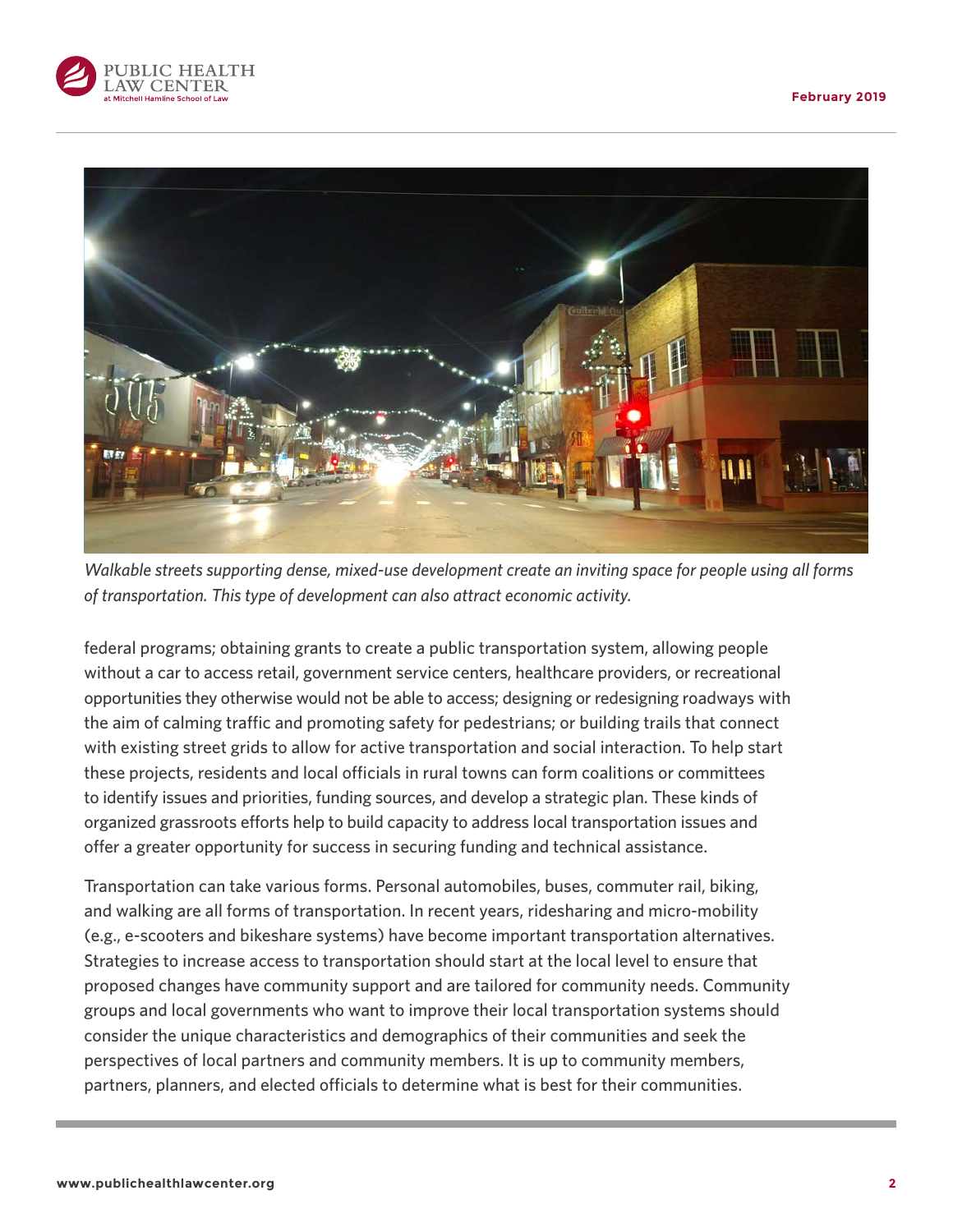*Walkable streets supporting dense, mixed-use development create an inviting space for people using all forms of transportation. This type of development can also attract economic activity.*

federal programs; obtaining grants to create a public transportation system, allowing people without a car to access retail, government service centers, healthcare providers, or recreational opportunities they otherwise would not be able to access; designing or redesigning roadways with the aim of calming traffic and promoting safety for pedestrians; or building trails that connect with existing street grids to allow for active transportation and social interaction. To help start these projects, residents and local officials in rural towns can form coalitions or committees to identify issues and priorities, funding sources, and develop a strategic plan. These kinds of organized grassroots efforts help to build capacity to address local transportation issues and offer a greater opportunity for success in securing funding and technical assistance.

Transportation can take various forms. Personal automobiles, buses, commuter rail, biking, and walking are all forms of transportation. In recent years, ridesharing and micro-mobility (e.g., e-scooters and bikeshare systems) have become important transportation alternatives. Strategies to increase access to transportation should start at the local level to ensure that proposed changes have community support and are tailored for community needs. Community groups and local governments who want to improve their local transportation systems should consider the unique characteristics and demographics of their communities and seek the perspectives of local partners and community members. It is up to community members, partners, planners, and elected officials to determine what is best for their communities.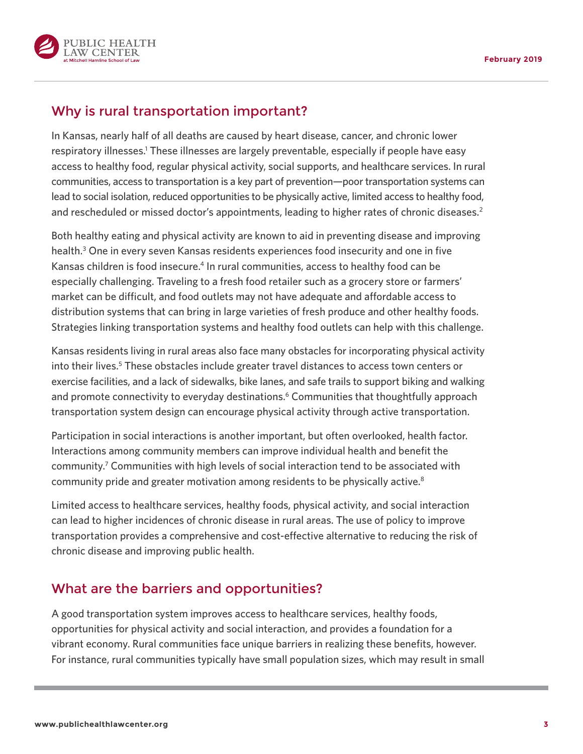## Why is rural transportation important?

In Kansas, nearly half of all deaths are caused by heart disease, cancer, and chronic lower respiratory illnesses.[1] These illnesses are largely preventable, especially if people have easy access to healthy food, regular physical activity, social supports, and healthcare services. In rural communities, access to transportation is a key part of prevention—poor transportation systems can lead to social isolation, reduced opportunities to be physically active, limited access to healthy food, and rescheduled or missed doctor's appointments, leading to higher rates of chronic diseases.[2]

Both healthy eating and physical activity are known to aid in preventing disease and improving health.[3] One in every seven Kansas residents experiences food insecurity and one in five Kansas children is food insecure.[4] In rural communities, access to healthy food can be especially challenging. Traveling to a fresh food retailer such as a grocery store or farmers' market can be difficult, and food outlets may not have adequate and affordable access to distribution systems that can bring in large varieties of fresh produce and other healthy foods. Strategies linking transportation systems and healthy food outlets can help with this challenge.

Kansas residents living in rural areas also face many obstacles for incorporating physical activity into their lives.[5] These obstacles include greater travel distances to access town centers or exercise facilities, and a lack of sidewalks, bike lanes, and safe trails to support biking and walking and promote connectivity to everyday destinations.[6] Communities that thoughtfully approach transportation system design can encourage physical activity through active transportation.

Participation in social interactions is another important, but often overlooked, health factor. Interactions among community members can improve individual health and benefit the community.[7] Communities with high levels of social interaction tend to be associated with community pride and greater motivation among residents to be physically active.[8]

Limited access to healthcare services, healthy foods, physical activity, and social interaction can lead to higher incidences of chronic disease in rural areas. The use of policy to improve transportation provides a comprehensive and cost-effective alternative to reducing the risk of chronic disease and improving public health.

## What are the barriers and opportunities?

A good transportation system improves access to healthcare services, healthy foods, opportunities for physical activity and social interaction, and provides a foundation for a vibrant economy. Rural communities face unique barriers in realizing these benefits, however. For instance, rural communities typically have small population sizes, which may result in small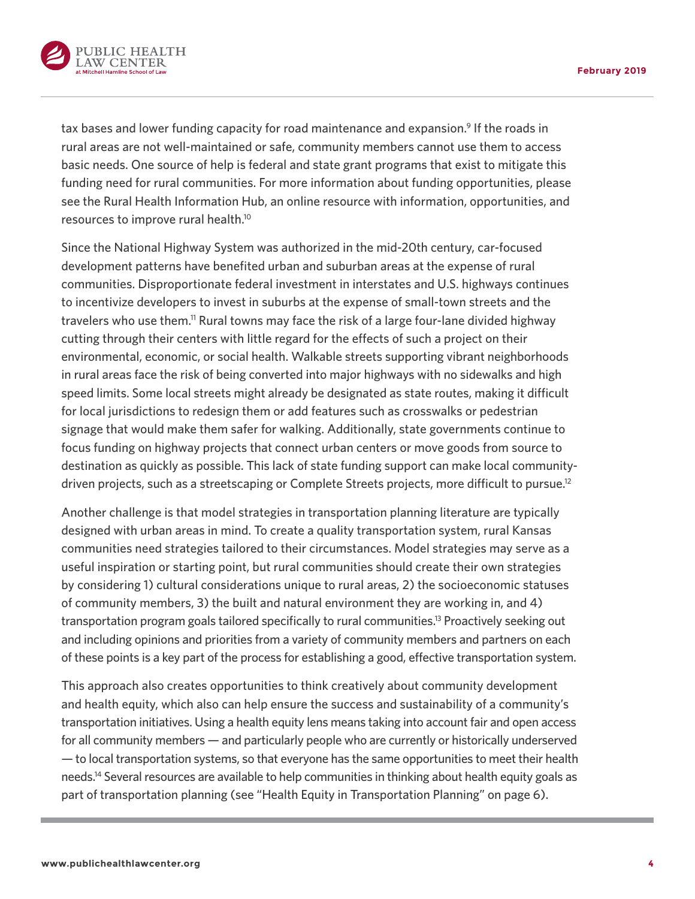tax bases and lower funding capacity for road maintenance and expansion.[9] If the roads in rural areas are not well-maintained or safe, community members cannot use them to access basic needs. One source of help is federal and state grant programs that exist to mitigate this funding need for rural communities. For more information about funding opportunities, please see the Rural Health Information Hub, an online resource with information, opportunities, and resources to improve rural health.[10]

Since the National Highway System was authorized in the mid-20th century, car-focused development patterns have benefited urban and suburban areas at the expense of rural communities. Disproportionate federal investment in interstates and U.S. highways continues to incentivize developers to invest in suburbs at the expense of small-town streets and the travelers who use them.[11] Rural towns may face the risk of a large four-lane divided highway cutting through their centers with little regard for the effects of such a project on their environmental, economic, or social health. Walkable streets supporting vibrant neighborhoods in rural areas face the risk of being converted into major highways with no sidewalks and high speed limits. Some local streets might already be designated as state routes, making it difficult for local jurisdictions to redesign them or add features such as crosswalks or pedestrian signage that would make them safer for walking. Additionally, state governments continue to focus funding on highway projects that connect urban centers or move goods from source to destination as quickly as possible. This lack of state funding support can make local community-driven projects, such as a streetscaping or Complete Streets projects, more difficult to pursue.[12]

Another challenge is that model strategies in transportation planning literature are typically designed with urban areas in mind. To create a quality transportation system, rural Kansas communities need strategies tailored to their circumstances. Model strategies may serve as a useful inspiration or starting point, but rural communities should create their own strategies by considering 1) cultural considerations unique to rural areas, 2) the socioeconomic statuses of community members, 3) the built and natural environment they are working in, and 4) transportation program goals tailored specifically to rural communities.[13] Proactively seeking out and including opinions and priorities from a variety of community members and partners on each of these points is a key part of the process for establishing a good, effective transportation system.

This approach also creates opportunities to think creatively about community development and health equity, which also can help ensure the success and sustainability of a community's transportation initiatives. Using a health equity lens means taking into account fair and open access for all community members — and particularly people who are currently or historically underserved — to local transportation systems, so that everyone has the same opportunities to meet their health needs.[14] Several resources are available to help communities in thinking about health equity goals as part of transportation planning (see "Health Equity in Transportation Planning" on page 6).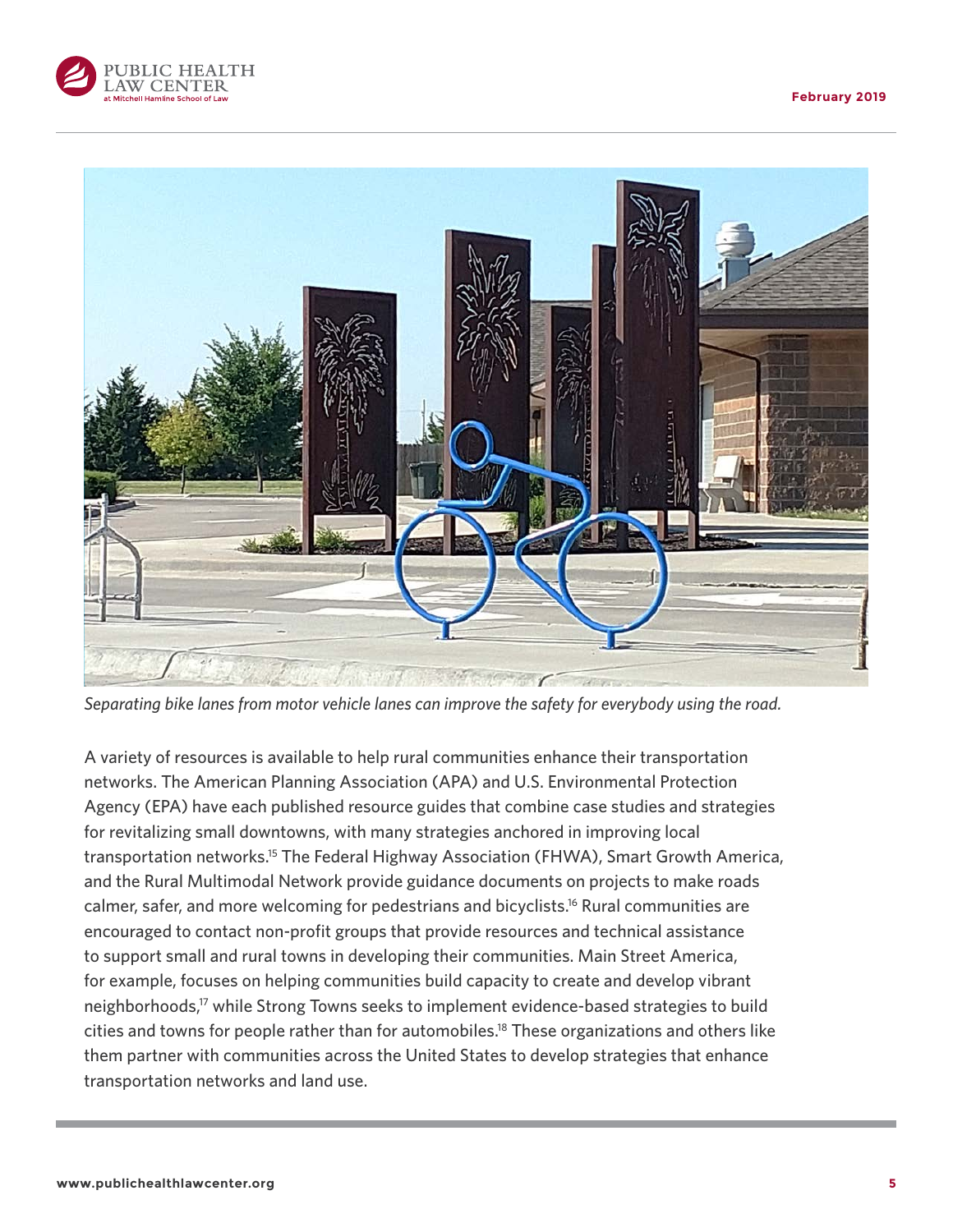*Separating bike lanes from motor vehicle lanes can improve the safety for everybody using the road.*

A variety of resources is available to help rural communities enhance their transportation networks. The American Planning Association (APA) and U.S. Environmental Protection Agency (EPA) have each published resource guides that combine case studies and strategies for revitalizing small downtowns, with many strategies anchored in improving local transportation networks.[15] The Federal Highway Association (FHWA), Smart Growth America, and the Rural Multimodal Network provide guidance documents on projects to make roads calmer, safer, and more welcoming for pedestrians and bicyclists.[16] Rural communities are encouraged to contact non-profit groups that provide resources and technical assistance to support small and rural towns in developing their communities. Main Street America, for example, focuses on helping communities build capacity to create and develop vibrant neighborhoods,[17] while Strong Towns seeks to implement evidence-based strategies to build cities and towns for people rather than for automobiles.[18] These organizations and others like them partner with communities across the United States to develop strategies that enhance transportation networks and land use.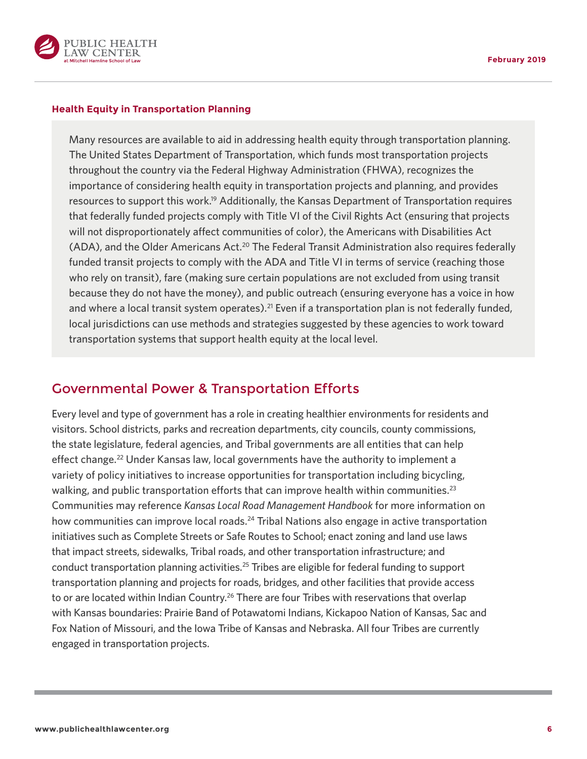### Health Equity in Transportation Planning

Many resources are available to aid in addressing health equity through transportation planning. The United States Department of Transportation, which funds most transportation projects throughout the country via the Federal Highway Administration (FHWA), recognizes the importance of considering health equity in transportation projects and planning, and provides resources to support this work.[19] Additionally, the Kansas Department of Transportation requires that federally funded projects comply with Title VI of the Civil Rights Act (ensuring that projects will not disproportionately affect communities of color), the Americans with Disabilities Act (ADA), and the Older Americans Act.[20] The Federal Transit Administration also requires federally funded transit projects to comply with the ADA and Title VI in terms of service (reaching those who rely on transit), fare (making sure certain populations are not excluded from using transit because they do not have the money), and public outreach (ensuring everyone has a voice in how and where a local transit system operates).[21] Even if a transportation plan is not federally funded, local jurisdictions can use methods and strategies suggested by these agencies to work toward transportation systems that support health equity at the local level.

## Governmental Power & Transportation Efforts

Every level and type of government has a role in creating healthier environments for residents and visitors. School districts, parks and recreation departments, city councils, county commissions, the state legislature, federal agencies, and Tribal governments are all entities that can help effect change.[22] Under Kansas law, local governments have the authority to implement a variety of policy initiatives to increase opportunities for transportation including bicycling, walking, and public transportation efforts that can improve health within communities.[23] Communities may reference *Kansas Local Road Management Handbook* for more information on how communities can improve local roads.[24] Tribal Nations also engage in active transportation initiatives such as Complete Streets or Safe Routes to School; enact zoning and land use laws that impact streets, sidewalks, Tribal roads, and other transportation infrastructure; and conduct transportation planning activities.[25] Tribes are eligible for federal funding to support transportation planning and projects for roads, bridges, and other facilities that provide access to or are located within Indian Country.[26] There are four Tribes with reservations that overlap with Kansas boundaries: Prairie Band of Potawatomi Indians, Kickapoo Nation of Kansas, Sac and Fox Nation of Missouri, and the Iowa Tribe of Kansas and Nebraska. All four Tribes are currently engaged in transportation projects.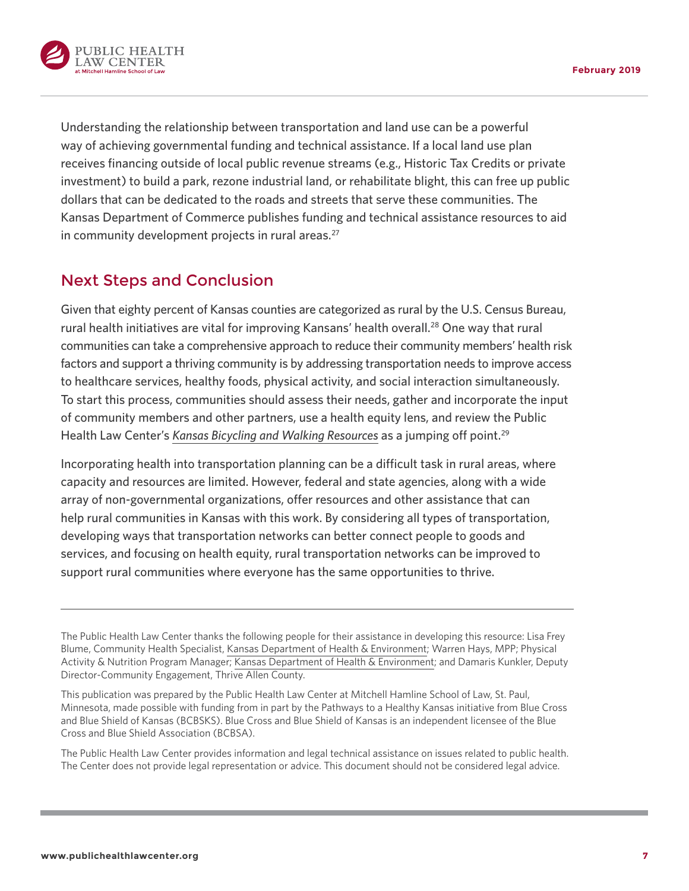Understanding the relationship between transportation and land use can be a powerful way of achieving governmental funding and technical assistance. If a local land use plan receives financing outside of local public revenue streams (e.g., Historic Tax Credits or private investment) to build a park, rezone industrial land, or rehabilitate blight, this can free up public dollars that can be dedicated to the roads and streets that serve these communities. The Kansas Department of Commerce publishes funding and technical assistance resources to aid in community development projects in rural areas.[27]

## Next Steps and Conclusion

Given that eighty percent of Kansas counties are categorized as rural by the U.S. Census Bureau, rural health initiatives are vital for improving Kansans' health overall.[28] One way that rural communities can take a comprehensive approach to reduce their community members' health risk factors and support a thriving community is by addressing transportation needs to improve access to healthcare services, healthy foods, physical activity, and social interaction simultaneously. To start this process, communities should assess their needs, gather and incorporate the input of community members and other partners, use a health equity lens, and review the Public Health Law Center's *Kansas Bicycling and Walking Resources* as a jumping off point.[29]

Incorporating health into transportation planning can be a difficult task in rural areas, where capacity and resources are limited. However, federal and state agencies, along with a wide array of non-governmental organizations, offer resources and other assistance that can help rural communities in Kansas with this work. By considering all types of transportation, developing ways that transportation networks can better connect people to goods and services, and focusing on health equity, rural transportation networks can be improved to support rural communities where everyone has the same opportunities to thrive.

---

The Public Health Law Center thanks the following people for their assistance in developing this resource: Lisa Frey Blume, Community Health Specialist, Kansas Department of Health & Environment; Warren Hays, MPP; Physical Activity & Nutrition Program Manager; Kansas Department of Health & Environment; and Damaris Kunkler, Deputy Director-Community Engagement, Thrive Allen County.

This publication was prepared by the Public Health Law Center at Mitchell Hamline School of Law, St. Paul, Minnesota, made possible with funding from in part by the Pathways to a Healthy Kansas initiative from Blue Cross and Blue Shield of Kansas (BCBSKS). Blue Cross and Blue Shield of Kansas is an independent licensee of the Blue Cross and Blue Shield Association (BCBSA).

The Public Health Law Center provides information and legal technical assistance on issues related to public health. The Center does not provide legal representation or advice. This document should not be considered legal advice.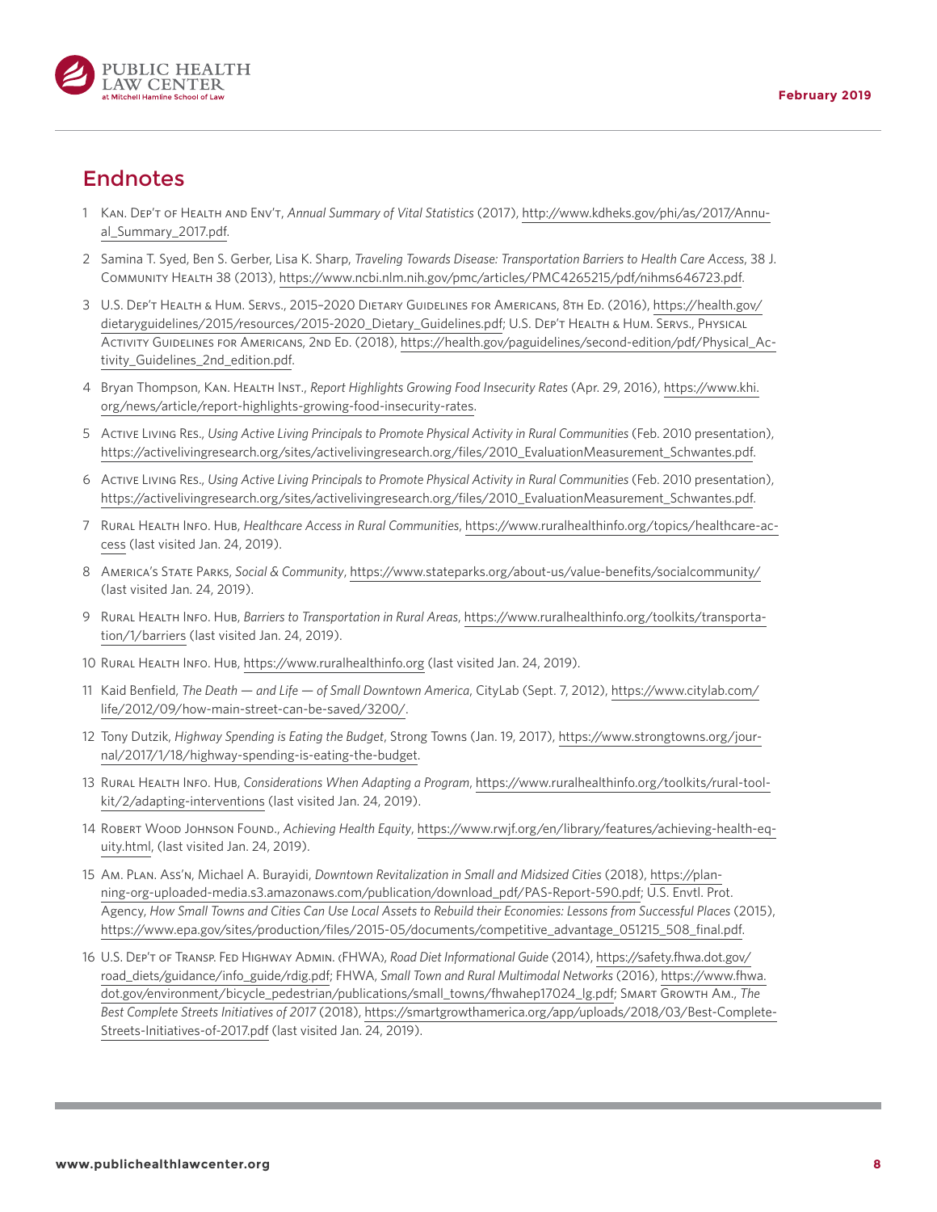## Endnotes

1. Kan. Dep't of Health and Env't, *Annual Summary of Vital Statistics* (2017), http://www.kdheks.gov/phi/as/2017/Annual_Summary_2017.pdf.
2. Samina T. Syed, Ben S. Gerber, Lisa K. Sharp, *Traveling Towards Disease: Transportation Barriers to Health Care Access*, 38 J. Community Health 38 (2013), https://www.ncbi.nlm.nih.gov/pmc/articles/PMC4265215/pdf/nihms646723.pdf.
3. U.S. Dep't Health & Hum. Servs., 2015–2020 Dietary Guidelines for Americans, 8th Ed. (2016), https://health.gov/dietaryguidelines/2015/resources/2015-2020_Dietary_Guidelines.pdf; U.S. Dep't Health & Hum. Servs., Physical Activity Guidelines for Americans, 2nd Ed. (2018), https://health.gov/paguidelines/second-edition/pdf/Physical_Activity_Guidelines_2nd_edition.pdf.
4. Bryan Thompson, Kan. Health Inst., *Report Highlights Growing Food Insecurity Rates* (Apr. 29, 2016), https://www.khi.org/news/article/report-highlights-growing-food-insecurity-rates.
5. Active Living Res., *Using Active Living Principals to Promote Physical Activity in Rural Communities* (Feb. 2010 presentation), https://activelivingresearch.org/sites/activelivingresearch.org/files/2010_EvaluationMeasurement_Schwantes.pdf.
6. Active Living Res., *Using Active Living Principals to Promote Physical Activity in Rural Communities* (Feb. 2010 presentation), https://activelivingresearch.org/sites/activelivingresearch.org/files/2010_EvaluationMeasurement_Schwantes.pdf.
7. Rural Health Info. Hub, *Healthcare Access in Rural Communities*, https://www.ruralhealthinfo.org/topics/healthcare-access (last visited Jan. 24, 2019).
8. America's State Parks, *Social & Community*, https://www.stateparks.org/about-us/value-benefits/socialcommunity/ (last visited Jan. 24, 2019).
9. Rural Health Info. Hub, *Barriers to Transportation in Rural Areas*, https://www.ruralhealthinfo.org/toolkits/transportation/1/barriers (last visited Jan. 24, 2019).
10. Rural Health Info. Hub, https://www.ruralhealthinfo.org (last visited Jan. 24, 2019).
11. Kaid Benfield, *The Death — and Life — of Small Downtown America*, CityLab (Sept. 7, 2012), https://www.citylab.com/life/2012/09/how-main-street-can-be-saved/3200/.
12. Tony Dutzik, *Highway Spending is Eating the Budget*, Strong Towns (Jan. 19, 2017), https://www.strongtowns.org/journal/2017/1/18/highway-spending-is-eating-the-budget.
13. Rural Health Info. Hub, *Considerations When Adapting a Program*, https://www.ruralhealthinfo.org/toolkits/rural-toolkit/2/adapting-interventions (last visited Jan. 24, 2019).
14. Robert Wood Johnson Found., *Achieving Health Equity*, https://www.rwjf.org/en/library/features/achieving-health-equity.html, (last visited Jan. 24, 2019).
15. Am. Plan. Ass'n, Michael A. Burayidi, *Downtown Revitalization in Small and Midsized Cities* (2018), https://planning-org-uploaded-media.s3.amazonaws.com/publication/download_pdf/PAS-Report-590.pdf; U.S. Envtl. Prot. Agency, *How Small Towns and Cities Can Use Local Assets to Rebuild their Economies: Lessons from Successful Places* (2015), https://www.epa.gov/sites/production/files/2015-05/documents/competitive_advantage_051215_508_final.pdf.
16. U.S. Dep't of Transp. Fed Highway Admin. (FHWA), *Road Diet Informational Guide* (2014), https://safety.fhwa.dot.gov/road_diets/guidance/info_guide/rdig.pdf; FHWA, *Small Town and Rural Multimodal Networks* (2016), https://www.fhwa.dot.gov/environment/bicycle_pedestrian/publications/small_towns/fhwahep17024_lg.pdf; Smart Growth Am., *The Best Complete Streets Initiatives of 2017* (2018), https://smartgrowthamerica.org/app/uploads/2018/03/Best-Complete-Streets-Initiatives-of-2017.pdf (last visited Jan. 24, 2019).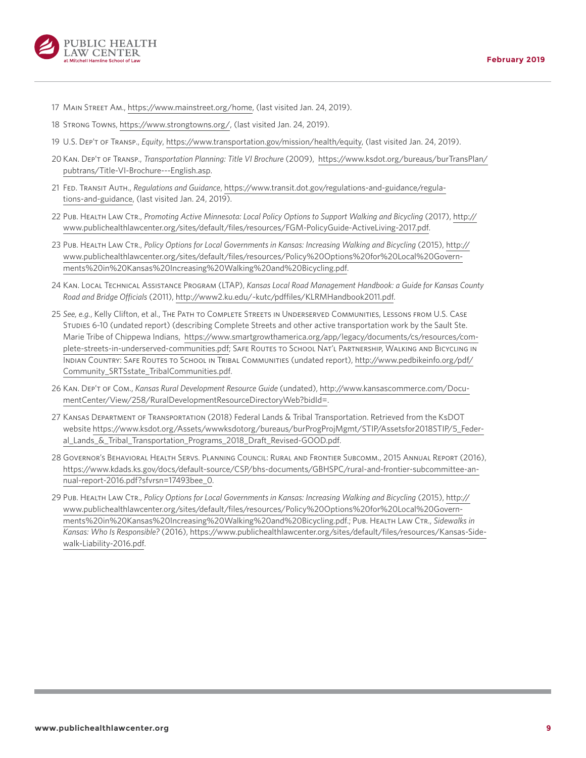17 Main Street Am., https://www.mainstreet.org/home, (last visited Jan. 24, 2019).

18 Strong Towns, https://www.strongtowns.org/, (last visited Jan. 24, 2019).

19 U.S. Dep't of Transp., *Equity*, https://www.transportation.gov/mission/health/equity, (last visited Jan. 24, 2019).

20 Kan. Dep't of Transp., *Transportation Planning: Title VI Brochure* (2009), https://www.ksdot.org/bureaus/burTransPlan/pubtrans/Title-VI-Brochure---English.asp.

21 Fed. Transit Auth., *Regulations and Guidance*, https://www.transit.dot.gov/regulations-and-guidance/regulations-and-guidance, (last visited Jan. 24, 2019).

22 Pub. Health Law Ctr., *Promoting Active Minnesota: Local Policy Options to Support Walking and Bicycling* (2017), http://www.publichealthlawcenter.org/sites/default/files/resources/FGM-PolicyGuide-ActiveLiving-2017.pdf.

23 Pub. Health Law Ctr., *Policy Options for Local Governments in Kansas: Increasing Walking and Bicycling* (2015), http://www.publichealthlawcenter.org/sites/default/files/resources/Policy%20Options%20for%20Local%20Governments%20in%20Kansas%20Increasing%20Walking%20and%20Bicycling.pdf.

24 Kan. Local Technical Assistance Program (LTAP), *Kansas Local Road Management Handbook: a Guide for Kansas County Road and Bridge Officials* (2011), http://www2.ku.edu/~kutc/pdffiles/KLRMHandbook2011.pdf.

25 *See, e.g.*, Kelly Clifton, et al., The Path to Complete Streets in Underserved Communities, Lessons from U.S. Case Studies 6-10 (undated report) (describing Complete Streets and other active transportation work by the Sault Ste. Marie Tribe of Chippewa Indians, https://www.smartgrowthamerica.org/app/legacy/documents/cs/resources/complete-streets-in-underserved-communities.pdf; Safe Routes to School Nat'l Partnership, Walking and Bicycling in Indian Country: Safe Routes to School in Tribal Communities (undated report), http://www.pedbikeinfo.org/pdf/Community_SRTSstate_TribalCommunities.pdf.

26 Kan. Dep't of Com., *Kansas Rural Development Resource Guide* (undated), http://www.kansascommerce.com/DocumentCenter/View/258/RuralDevelopmentResourceDirectoryWeb?bidId=.

27 Kansas Department of Transportation (2018) Federal Lands & Tribal Transportation. Retrieved from the KsDOT website https://www.ksdot.org/Assets/wwwksdotorg/bureaus/burProgProjMgmt/STIP/Assetsfor2018STIP/5_Federal_Lands_&_Tribal_Transportation_Programs_2018_Draft_Revised-GOOD.pdf.

28 Governor's Behavioral Health Servs. Planning Council: Rural and Frontier Subcomm., 2015 Annual Report (2016), https://www.kdads.ks.gov/docs/default-source/CSP/bhs-documents/GBHSPC/rural-and-frontier-subcommittee-annual-report-2016.pdf?sfvrsn=17493bee_0.

29 Pub. Health Law Ctr., *Policy Options for Local Governments in Kansas: Increasing Walking and Bicycling* (2015), http://www.publichealthlawcenter.org/sites/default/files/resources/Policy%20Options%20for%20Local%20Governments%20in%20Kansas%20Increasing%20Walking%20and%20Bicycling.pdf.; Pub. Health Law Ctr., *Sidewalks in Kansas: Who Is Responsible?* (2016), https://www.publichealthlawcenter.org/sites/default/files/resources/Kansas-Sidewalk-Liability-2016.pdf.